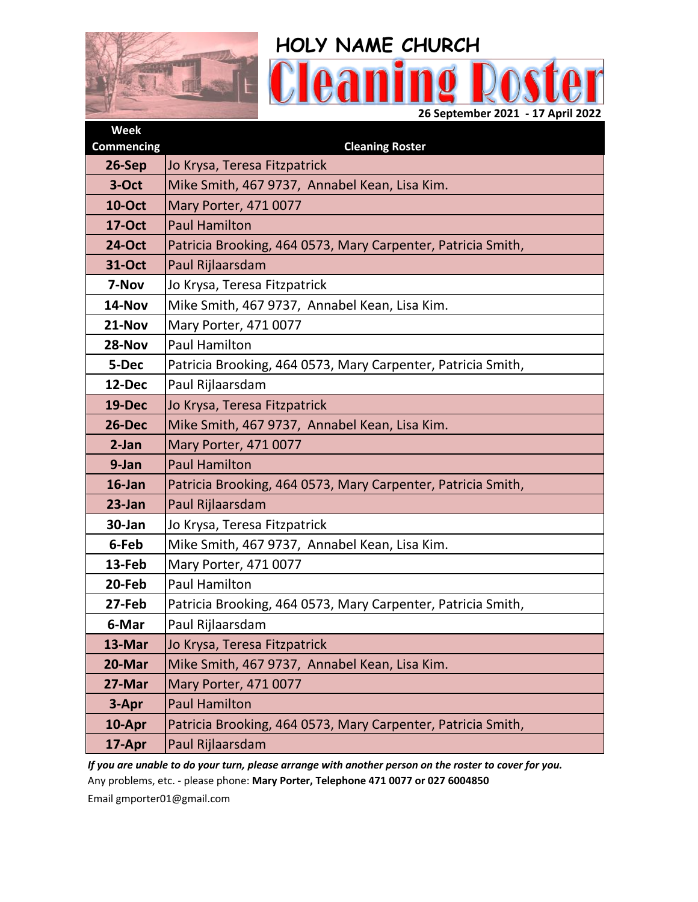# HOLY NAME CHURCH

# Cleaning Roster

**26 September 2021 - 17 April 2022**

| Week Commencing | Cleaning Roster |
|---|---|
| **26-Sep** | Jo Krysa, Teresa Fitzpatrick |
| **3-Oct** | Mike Smith, 467 9737, Annabel Kean, Lisa Kim. |
| **10-Oct** | Mary Porter, 471 0077 |
| **17-Oct** | Paul Hamilton |
| **24-Oct** | Patricia Brooking, 464 0573, Mary Carpenter, Patricia Smith, |
| **31-Oct** | Paul Rijlaarsdam |
| **7-Nov** | Jo Krysa, Teresa Fitzpatrick |
| **14-Nov** | Mike Smith, 467 9737, Annabel Kean, Lisa Kim. |
| **21-Nov** | Mary Porter, 471 0077 |
| **28-Nov** | Paul Hamilton |
| **5-Dec** | Patricia Brooking, 464 0573, Mary Carpenter, Patricia Smith, |
| **12-Dec** | Paul Rijlaarsdam |
| **19-Dec** | Jo Krysa, Teresa Fitzpatrick |
| **26-Dec** | Mike Smith, 467 9737, Annabel Kean, Lisa Kim. |
| **2-Jan** | Mary Porter, 471 0077 |
| **9-Jan** | Paul Hamilton |
| **16-Jan** | Patricia Brooking, 464 0573, Mary Carpenter, Patricia Smith, |
| **23-Jan** | Paul Rijlaarsdam |
| **30-Jan** | Jo Krysa, Teresa Fitzpatrick |
| **6-Feb** | Mike Smith, 467 9737, Annabel Kean, Lisa Kim. |
| **13-Feb** | Mary Porter, 471 0077 |
| **20-Feb** | Paul Hamilton |
| **27-Feb** | Patricia Brooking, 464 0573, Mary Carpenter, Patricia Smith, |
| **6-Mar** | Paul Rijlaarsdam |
| **13-Mar** | Jo Krysa, Teresa Fitzpatrick |
| **20-Mar** | Mike Smith, 467 9737, Annabel Kean, Lisa Kim. |
| **27-Mar** | Mary Porter, 471 0077 |
| **3-Apr** | Paul Hamilton |
| **10-Apr** | Patricia Brooking, 464 0573, Mary Carpenter, Patricia Smith, |
| **17-Apr** | Paul Rijlaarsdam |

***If you are unable to do your turn, please arrange with another person on the roster to cover for you.***

Any problems, etc. - please phone: **Mary Porter, Telephone 471 0077 or 027 6004850**

Email gmporter01@gmail.com